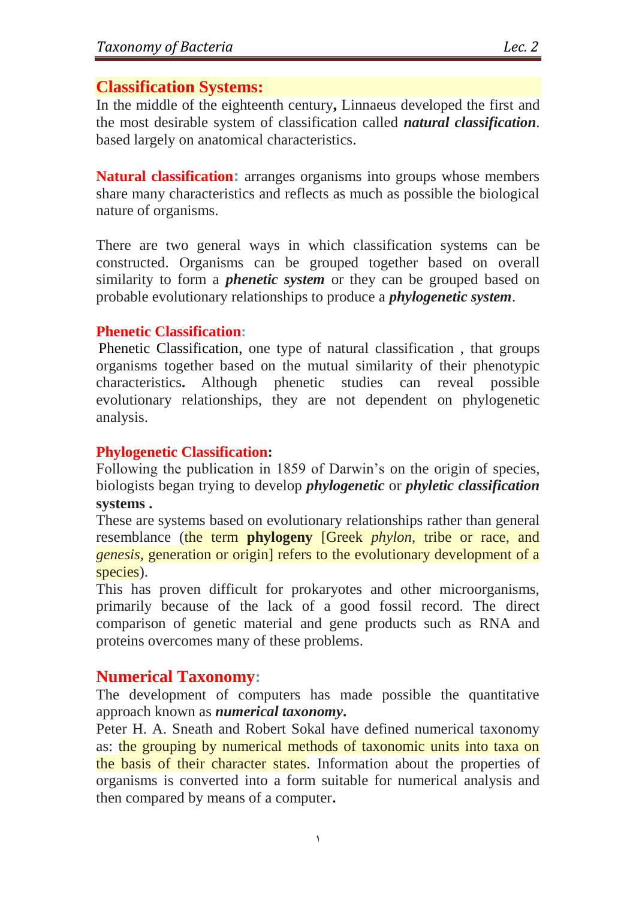## Classification Systems:

In the middle of the eighteenth century**,** Linnaeus developed the first and the most desirable system of classification called ***natural classification***. based largely on anatomical characteristics.

**Natural classification**: arranges organisms into groups whose members share many characteristics and reflects as much as possible the biological nature of organisms.

There are two general ways in which classification systems can be constructed. Organisms can be grouped together based on overall similarity to form a ***phenetic system*** or they can be grouped based on probable evolutionary relationships to produce a ***phylogenetic system***.

### Phenetic Classification:

Phenetic Classification, one type of natural classification , that groups organisms together based on the mutual similarity of their phenotypic characteristics**.** Although phenetic studies can reveal possible evolutionary relationships, they are not dependent on phylogenetic analysis.

### Phylogenetic Classification:

Following the publication in 1859 of Darwin's on the origin of species, biologists began trying to develop ***phylogenetic*** or ***phyletic classification*** **systems .**

These are systems based on evolutionary relationships rather than general resemblance (the term **phylogeny** [Greek *phylon*, tribe or race, and *genesis*, generation or origin] refers to the evolutionary development of a species).

This has proven difficult for prokaryotes and other microorganisms, primarily because of the lack of a good fossil record. The direct comparison of genetic material and gene products such as RNA and proteins overcomes many of these problems.

## Numerical Taxonomy:

The development of computers has made possible the quantitative approach known as ***numerical taxonomy*****.**

Peter H. A. Sneath and Robert Sokal have defined numerical taxonomy as: the grouping by numerical methods of taxonomic units into taxa on the basis of their character states. Information about the properties of organisms is converted into a form suitable for numerical analysis and then compared by means of a computer**.**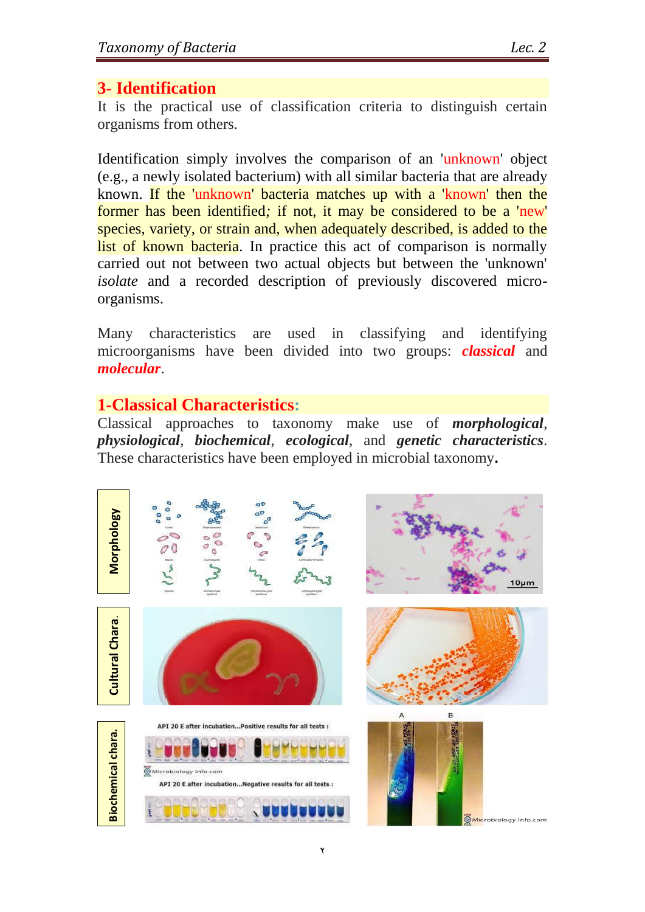## 3- Identification

It is the practical use of classification criteria to distinguish certain organisms from others.

Identification simply involves the comparison of an 'unknown' object (e.g., a newly isolated bacterium) with all similar bacteria that are already known. If the 'unknown' bacteria matches up with a 'known' then the former has been identified; if not, it may be considered to be a 'new' species, variety, or strain and, when adequately described, is added to the list of known bacteria. In practice this act of comparison is normally carried out not between two actual objects but between the 'unknown' *isolate* and a recorded description of previously discovered micro-organisms.

Many characteristics are used in classifying and identifying microorganisms have been divided into two groups: ***classical*** and ***molecular***.

## 1-Classical Characteristics:

Classical approaches to taxonomy make use of ***morphological***, ***physiological***, ***biochemical***, ***ecological***, and ***genetic characteristics***. These characteristics have been employed in microbial taxonomy**.**

**Morphology**

**Cultural Chara.**

**Biochemical chara.**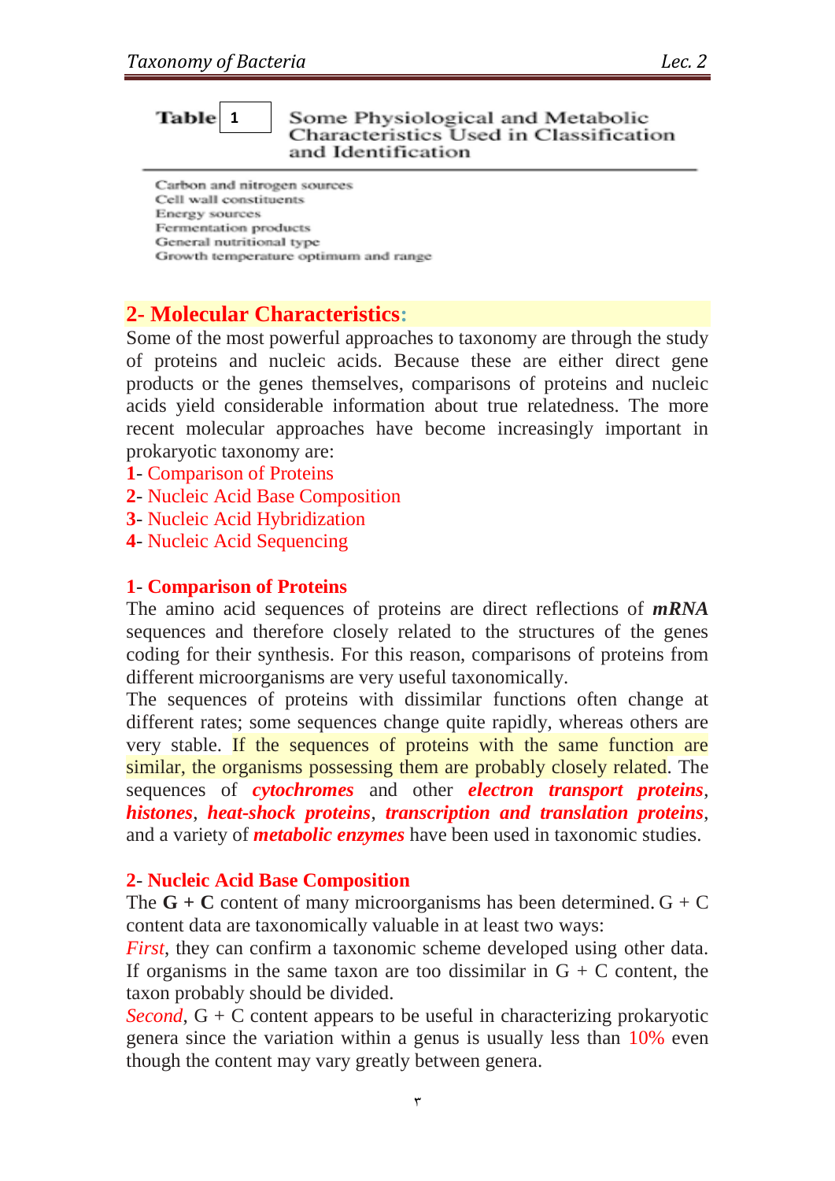**Table 1** Some Physiological and Metabolic Characteristics Used in Classification and Identification

Carbon and nitrogen sources
Cell wall constituents
Energy sources
Fermentation products
General nutritional type
Growth temperature optimum and range

## 2- Molecular Characteristics:

Some of the most powerful approaches to taxonomy are through the study of proteins and nucleic acids. Because these are either direct gene products or the genes themselves, comparisons of proteins and nucleic acids yield considerable information about true relatedness. The more recent molecular approaches have become increasingly important in prokaryotic taxonomy are:

**1**- Comparison of Proteins
**2**- Nucleic Acid Base Composition
**3**- Nucleic Acid Hybridization
**4**- Nucleic Acid Sequencing

### 1- Comparison of Proteins

The amino acid sequences of proteins are direct reflections of ***mRNA*** sequences and therefore closely related to the structures of the genes coding for their synthesis. For this reason, comparisons of proteins from different microorganisms are very useful taxonomically.

The sequences of proteins with dissimilar functions often change at different rates; some sequences change quite rapidly, whereas others are very stable. If the sequences of proteins with the same function are similar, the organisms possessing them are probably closely related. The sequences of ***cytochromes*** and other ***electron transport proteins***, ***histones***, ***heat-shock proteins***, ***transcription and translation proteins***, and a variety of ***metabolic enzymes*** have been used in taxonomic studies.

### 2- Nucleic Acid Base Composition

The **G + C** content of many microorganisms has been determined. G + C content data are taxonomically valuable in at least two ways:

*First*, they can confirm a taxonomic scheme developed using other data. If organisms in the same taxon are too dissimilar in G + C content, the taxon probably should be divided.

*Second*, G + C content appears to be useful in characterizing prokaryotic genera since the variation within a genus is usually less than 10% even though the content may vary greatly between genera.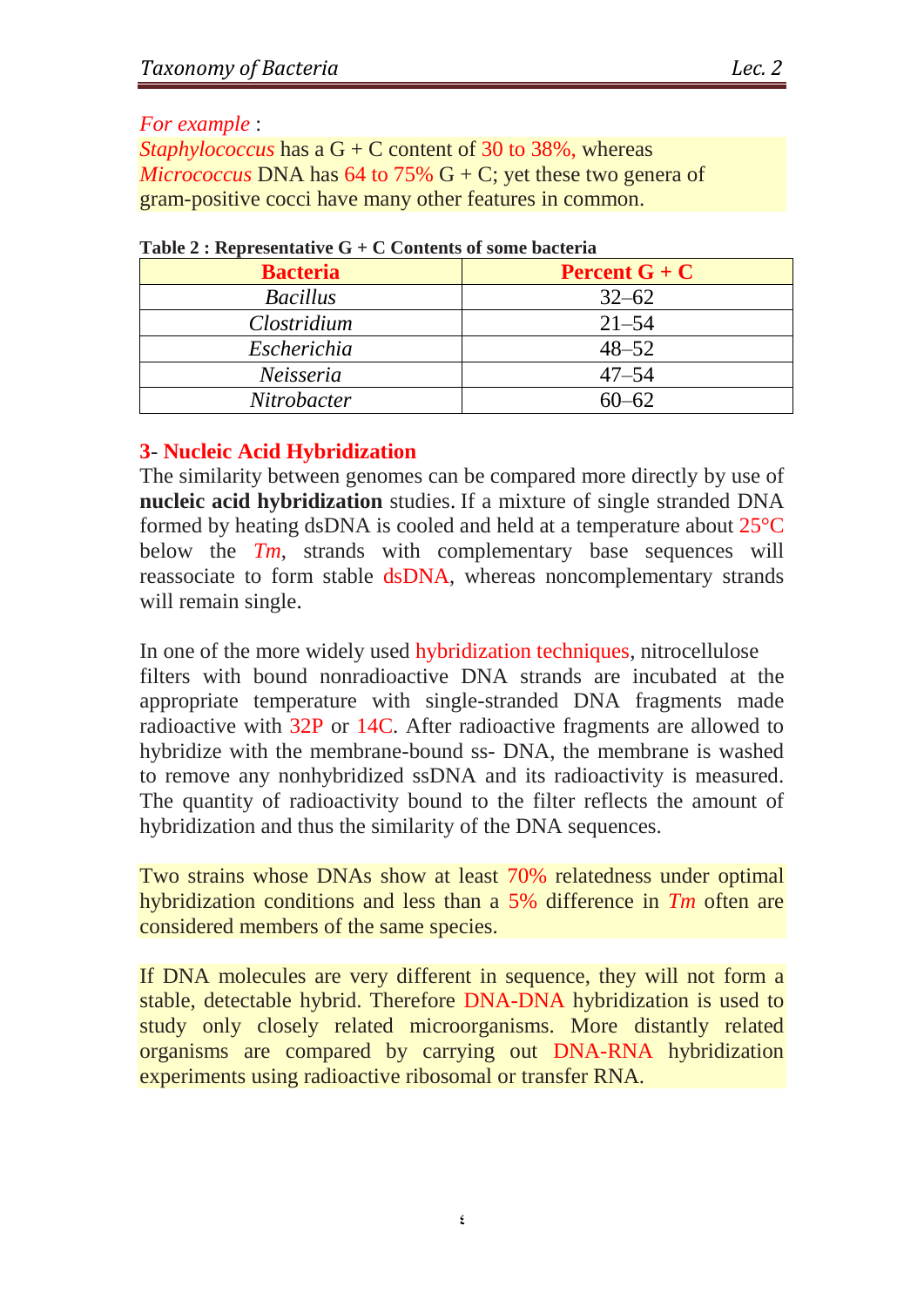*For example* :

*Staphylococcus* has a G + C content of 30 to 38%, whereas *Micrococcus* DNA has 64 to 75% G + C; yet these two genera of gram-positive cocci have many other features in common.

**Table 2 : Representative G + C Contents of some bacteria**

| Bacteria | Percent G + C |
|---|---|
| *Bacillus* | 32–62 |
| *Clostridium* | 21–54 |
| *Escherichia* | 48–52 |
| *Neisseria* | 47–54 |
| *Nitrobacter* | 60–62 |

### 3- Nucleic Acid Hybridization

The similarity between genomes can be compared more directly by use of **nucleic acid hybridization** studies. If a mixture of single stranded DNA formed by heating dsDNA is cooled and held at a temperature about 25°C below the *Tm*, strands with complementary base sequences will reassociate to form stable dsDNA, whereas noncomplementary strands will remain single.

In one of the more widely used hybridization techniques, nitrocellulose filters with bound nonradioactive DNA strands are incubated at the appropriate temperature with single-stranded DNA fragments made radioactive with 32P or 14C. After radioactive fragments are allowed to hybridize with the membrane-bound ss- DNA, the membrane is washed to remove any nonhybridized ssDNA and its radioactivity is measured. The quantity of radioactivity bound to the filter reflects the amount of hybridization and thus the similarity of the DNA sequences.

Two strains whose DNAs show at least 70% relatedness under optimal hybridization conditions and less than a 5% difference in *Tm* often are considered members of the same species.

If DNA molecules are very different in sequence, they will not form a stable, detectable hybrid. Therefore DNA-DNA hybridization is used to study only closely related microorganisms. More distantly related organisms are compared by carrying out DNA-RNA hybridization experiments using radioactive ribosomal or transfer RNA.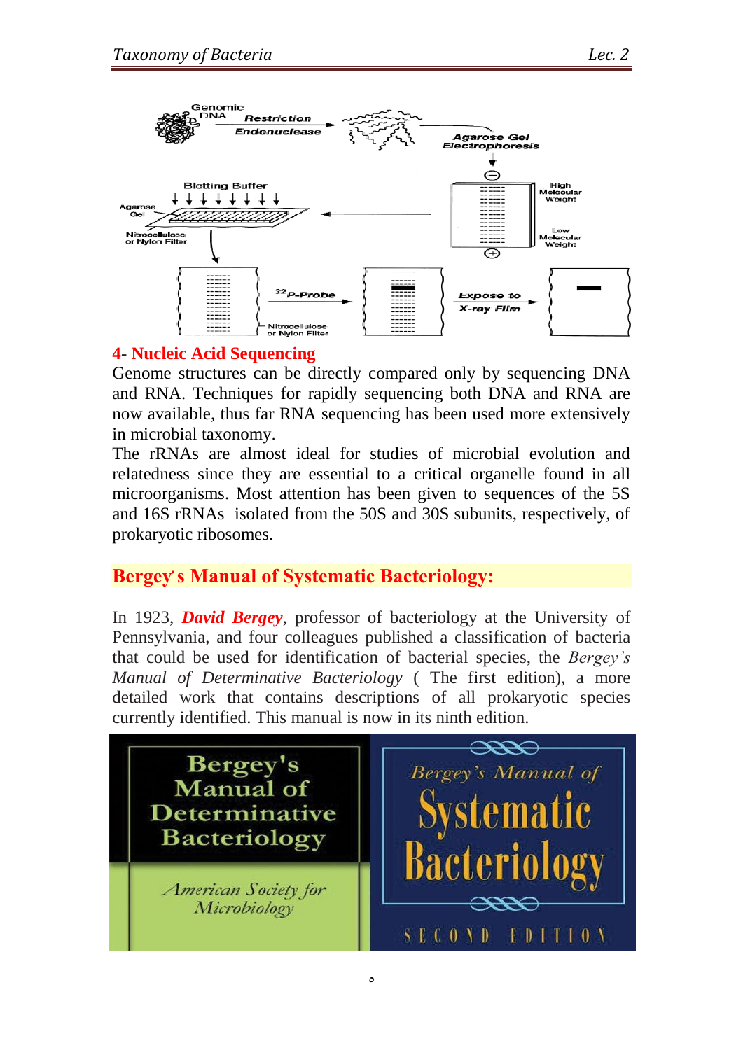Genomic DNA

Restriction Endonuclease

Agarose Gel Electrophoresis

High Molecular Weight

Low Molecular Weight

Blotting Buffer

Agarose Gel

Nitrocellulose or Nylon Filter

$^{32}$P-Probe

Nitrocellulose or Nylon Filter

Expose to X-ray Film

## 4- Nucleic Acid Sequencing

Genome structures can be directly compared only by sequencing DNA and RNA. Techniques for rapidly sequencing both DNA and RNA are now available, thus far RNA sequencing has been used more extensively in microbial taxonomy.

The rRNAs are almost ideal for studies of microbial evolution and relatedness since they are essential to a critical organelle found in all microorganisms. Most attention has been given to sequences of the 5S and 16S rRNAs isolated from the 50S and 30S subunits, respectively, of prokaryotic ribosomes.

## Bergey's Manual of Systematic Bacteriology:

In 1923, ***David Bergey***, professor of bacteriology at the University of Pennsylvania, and four colleagues published a classification of bacteria that could be used for identification of bacterial species, the *Bergey's Manual of Determinative Bacteriology* ( The first edition), a more detailed work that contains descriptions of all prokaryotic species currently identified. This manual is now in its ninth edition.

Bergey's Manual of Determinative Bacteriology

American Society for Microbiology

Bergey's Manual of Systematic Bacteriology

SECOND EDITION